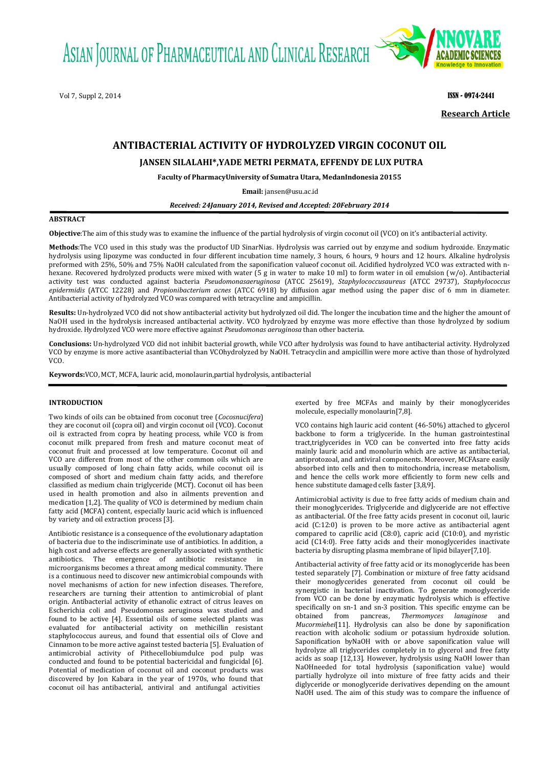Research Article

# ANTIBACTERIAL ACTIVITY OF HYDROLYZED VIRGIN COCONUT OIL

**JANSEN SILALAHI\*, YADE METRI PERMATA, EFFENDY DE LUX PUTRA**

**Faculty of PharmacyUniversity of Sumatra Utara, MedanIndonesia 20155**

**Email:** jansen@usu.ac.id

***Received: 24January 2014, Revised and Accepted: 20February 2014***

## ABSTRACT

**Objective**:The aim of this study was to examine the influence of the partial hydrolysis of virgin coconut oil (VCO) on it's antibacterial activity.

**Methods**:The VCO used in this study was the productof UD SinarNias. Hydrolysis was carried out by enzyme and sodium hydroxide. Enzymatic hydrolysis using lipozyme was conducted in four different incubation time namely, 3 hours, 6 hours, 9 hours and 12 hours. Alkaline hydrolysis preformed with 25%, 50% and 75% NaOH calculated from the saponification valueof coconut oil. Acidified hydrolyzed VCO was extracted with n-hexane. Recovered hydrolyzed products were mixed with water (5 g in water to make 10 ml) to form water in oil emulsion (w/o). Antibacterial activity test was conducted against bacteria *Pseudomonasaeruginosa* (ATCC 25619), *Staphylococcusaureus* (ATCC 29737), *Staphylococcus epidermidis* (ATCC 12228) and *Propionibacterium acnes* (ATCC 6918) by diffusion agar method using the paper disc of 6 mm in diameter. Antibacterial activity of hydrolyzed VCO was compared with tetracycline and ampicillin.

**Results:** Un-hydrolyzed VCO did not show antibacterial activity but hydrolyzed oil did. The longer the incubation time and the higher the amount of NaOH used in the hydrolysis increased antibacterial activity. VCO hydrolyzed by enzyme was more effective than those hydrolyzed by sodium hydroxide. Hydrolyzed VCO were more effective against *Pseudomonas aeruginosa* than other bacteria.

**Conclusions:** Un-hydrolyzed VCO did not inhibit bacterial growth, while VCO after hydrolysis was found to have antibacterial activity. Hydrolyzed VCO by enzyme is more active asantibacterial than VCOhydrolyzed by NaOH. Tetracyclin and ampicillin were more active than those of hydrolyzed VCO.

**Keywords:**VCO, MCT, MCFA, lauric acid, monolaurin,partial hydrolysis, antibacterial

## INTRODUCTION

Two kinds of oils can be obtained from coconut tree (*Cocosnucifera*) they are coconut oil (copra oil) and virgin coconut oil (VCO). Coconut oil is extracted from copra by heating process, while VCO is from coconut milk prepared from fresh and mature coconut meat of coconut fruit and processed at low temperature. Coconut oil and VCO are different from most of the other common oils which are usually composed of long chain fatty acids, while coconut oil is composed of short and medium chain fatty acids, and therefore classified as medium chain triglyceride (MCT). Coconut oil has been used in health promotion and also in ailments prevention and medication [1,2]. The quality of VCO is determined by medium chain fatty acid (MCFA) content, especially lauric acid which is influenced by variety and oil extraction process [3].

Antibiotic resistance is a consequence of the evolutionary adaptation of bacteria due to the indiscriminate use of antibiotics. In addition, a high cost and adverse effects are generally associated with synthetic antibiotics. The emergence of antibiotic resistance in microorganisms becomes a threat among medical community. There is a continuous need to discover new antimicrobial compounds with novel mechanisms of action for new infection diseases. Therefore, researchers are turning their attention to antimicrobial of plant origin. Antibacterial activity of ethanolic extract of citrus leaves on Escherichia coli and Pseudomonas aeruginosa was studied and found to be active [4]. Essential oils of some selected plants was evaluated for antibacterial activity on methicillin resistant staphylococcus aureus, and found that essential oils of Clove and Cinnamon to be more active against tested bacteria [5]. Evaluation of antimicrobial activity of Pithecellobiumdulce pod pulp was conducted and found to be potential bactericidal and fungicidal [6]. Potential of medication of coconut oil and coconut products was discovered by Jon Kabara in the year of 1970s, who found that coconut oil has antibacterial, antiviral and antifungal activities exerted by free MCFAs and mainly by their monoglycerides molecule, especially monolaurin[7,8].

VCO contains high lauric acid content (46-50%) attached to glycerol backbone to form a triglyceride. In the human gastrointestinal tract,triglycerides in VCO can be converted into free fatty acids mainly lauric acid and monolurin which are active as antibacterial, antiprotozoal, and antiviral components. Moreover, MCFAsare easily absorbed into cells and then to mitochondria, increase metabolism, and hence the cells work more efficiently to form new cells and hence substitute damaged cells faster [3,8,9].

Antimicrobial activity is due to free fatty acids of medium chain and their monoglycerides. Triglyceride and diglyceride are not effective as antibacterial. Of the free fatty acids present in coconut oil, lauric acid (C:12:0) is proven to be more active as antibacterial agent compared to caprilic acid (C8:0), capric acid (C10:0), and myristic acid (C14:0). Free fatty acids and their monoglycerides inactivate bacteria by disrupting plasma membrane of lipid bilayer[7,10].

Antibacterial activity of free fatty acid or its monoglyceride has been tested separately [7]. Combination or mixture of free fatty acidsand their monoglycerides generated from coconut oil could be synergistic in bacterial inactivation. To generate monoglyceride from VCO can be done by enzymatic hydrolysis which is effective specifically on sn-1 and sn-3 position. This specific enzyme can be obtained from pancreas, *Thermomyces lanuginose* and *Mucormiehei*[11]. Hydrolysis can also be done by saponification reaction with alcoholic sodium or potassium hydroxide solution. Saponification byNaOH with or above saponification value will hydrolyze all triglycerides completely in to glycerol and free fatty acids as soap [12,13]. However, hydrolysis using NaOH lower than NaOHneeded for total hydrolysis (saponification value) would partially hydrolyze oil into mixture of free fatty acids and their diglyceride or monoglyceride derivatives depending on the amount NaOH used. The aim of this study was to compare the influence of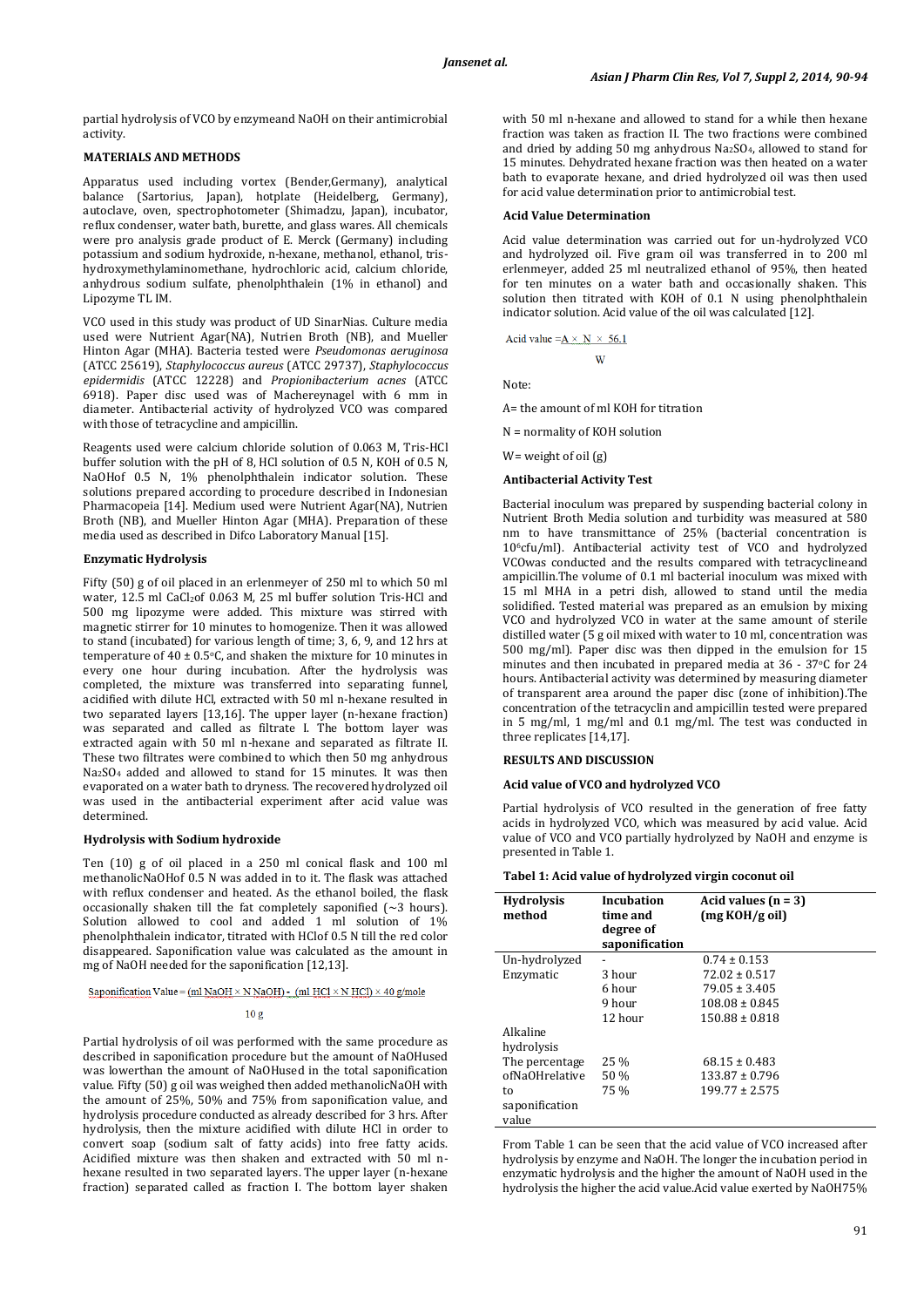partial hydrolysis of VCO by enzymeand NaOH on their antimicrobial activity.

## MATERIALS AND METHODS

Apparatus used including vortex (Bender,Germany), analytical balance (Sartorius, Japan), hotplate (Heidelberg, Germany), autoclave, oven, spectrophotometer (Shimadzu, Japan), incubator, reflux condenser, water bath, burette, and glass wares. All chemicals were pro analysis grade product of E. Merck (Germany) including potassium and sodium hydroxide, n-hexane, methanol, ethanol, tris-hydroxymethylaminomethane, hydrochloric acid, calcium chloride, anhydrous sodium sulfate, phenolphthalein (1% in ethanol) and Lipozyme TL IM.

VCO used in this study was product of UD SinarNias. Culture media used were Nutrient Agar(NA), Nutrien Broth (NB), and Mueller Hinton Agar (MHA). Bacteria tested were *Pseudomonas aeruginosa* (ATCC 25619), *Staphylococcus aureus* (ATCC 29737), *Staphylococcus epidermidis* (ATCC 12228) and *Propionibacterium acnes* (ATCC 6918). Paper disc used was of Machereynagel with 6 mm in diameter. Antibacterial activity of hydrolyzed VCO was compared with those of tetracycline and ampicillin.

Reagents used were calcium chloride solution of 0.063 M, Tris-HCl buffer solution with the pH of 8, HCl solution of 0.5 N, KOH of 0.5 N, NaOHof 0.5 N, 1% phenolphthalein indicator solution. These solutions prepared according to procedure descrided in Indonesian Pharmacopeia [14]. Medium used were Nutrient Agar(NA), Nutrien Broth (NB), and Mueller Hinton Agar (MHA). Preparation of these media used as described in Difco Laboratory Manual [15].

### Enzymatic Hydrolysis

Fifty (50) g of oil placed in an erlenmeyer of 250 ml to which 50 ml water, 12.5 ml $CaCl_2$of 0.063 M, 25 ml buffer solution Tris-HCl and 500 mg lipozyme were added. This mixture was stirred with magnetic stirrer for 10 minutes to homogenize. Then it was allowed to stand (incubated) for various length of time; 3, 6, 9, and 12 hrs at temperature of $40 \pm 0.5°C$, and shaken the mixture for 10 minutes in every one hour during incubation. After the hydrolysis was completed, the mixture was transferred into separating funnel, acidified with dilute HCl, extracted with 50 ml n-hexane resulted in two separated layers [13,16]. The upper layer (n-hexane fraction) was separated and called as filtrate I. The bottom layer was extracted again with 50 ml n-hexane and separated as filtrate II. These two filtrates were combined to which then 50 mg anhydrous $Na_2SO_4$ added and allowed to stand for 15 minutes. It was then evaporated on a water bath to dryness. The recovered hydrolyzed oil was used in the antibacterial experiment after acid value was determined.

### Hydrolysis with Sodium hydroxide

Ten (10) g of oil placed in a 250 ml conical flask and 100 ml methanolicNaOHof 0.5 N was added in to it. The flask was attached with reflux condenser and heated. As the ethanol boiled, the flask occasionally shaken till the fat completely saponified (~3 hours). Solution allowed to cool and added 1 ml solution of 1% phenolphthalein indicator, titrated with HClof 0.5 N till the red color disappeared. Saponification value was calculated as the amount in mg of NaOH needed for the saponification [12,13].

$$\text{Saponification Value} = \frac{(\text{ml NaOH} \times \text{N NaOH}) - (\text{ml HCl} \times \text{N HCl}) \times 40 \text{ g/mole}}{10 \text{ g}}$$

Partial hydrolysis of oil was performed with the same procedure as described in saponification procedure but the amount of NaOHused was lowerthan the amount of NaOHused in the total saponification value. Fifty (50) g oil was weighed then added methanolicNaOH with the amount of 25%, 50% and 75% from saponification value, and hydrolysis procedure conducted as already described for 3 hrs. After hydrolysis, then the mixture acidified with dilute HCl in order to convert soap (sodium salt of fatty acids) into free fatty acids. Acidified mixture was then shaken and extracted with 50 ml n-hexane resulted in two separated layers. The upper layer (n-hexane fraction) separated called as fraction I. The bottom layer shaken with 50 ml n-hexane and allowed to stand for a while then hexane fraction was taken as fraction II. The two fractions were combined and dried by adding 50 mg anhydrous $Na_2SO_4$, allowed to stand for 15 minutes. Dehydrated hexane fraction was then heated on a water bath to evaporate hexane, and dried hydrolyzed oil was then used for acid value determination prior to antimicrobial test.

### Acid Value Determination

Acid value determination was carried out for un-hydrolyzed VCO and hydrolyzed VCO. Five gram oil was transferred in to 200 ml erlenmeyer, added 25 ml neutralized ethanol of 95%, then heated for ten minutes on a water bath and occasionally shaken. This solution then titrated with KOH of 0.1 N using phenolphthalein indicator solution. Acid value of the oil was calculated [12].

$$\text{Acid value} = \frac{A \times N \times 56.1}{W}$$

Note:

A= the amount of ml KOH for titration

N = normality of KOH solution

W= weight of oil (g)

### Antibacterial Activity Test

Bacterial inoculum was prepared by suspending bacterial colony in Nutrient Broth Media solution and turbidity was measured at 580 nm to have transmittance of 25% (bacterial concentration is $10^6$cfu/ml). Antibacterial activity test of VCO and hydrolyzed VCOwas conducted and the results compared with tetracyclineand ampicillin.The volume of 0.1 ml bacterial inoculum was mixed with 15 ml MHA in a petri dish, allowed to stand until the media solidified. Tested material was prepared as an emulsion by mixing VCO and hydrolyzed VCO in water at the same amount of sterile distilled water (5 g oil mixed with water to 10 ml, concentration was 500 mg/ml). Paper disc was then dipped in the emulsion for 15 minutes and then incubated in prepared media at 36 - 37°C for 24 hours. Antibacterial activity was determined by measuring diameter of transparent area around the paper disc (zone of inhibition).The concentration of the tetracyclin and ampicillin tested were prepared in 5 mg/ml, 1 mg/ml and 0.1 mg/ml. The test was conducted in three replicates [14,17].

## RESULTS AND DISCUSSION

### Acid value of VCO and hydrolyzed VCO

Partial hydrolysis of VCO resulted in the generation of free fatty acids in hydrolyzed VCO, which was measured by acid value. Acid value of VCO and VCO partially hydrolyzed by NaOH and enzyme is presented in Table 1.

**Tabel 1: Acid value of hydrolyzed virgin coconut oil**

| Hydrolysis method | Incubation time and degree of saponification | Acid values (n = 3) (mg KOH/g oil) |
|---|---|---|
| Un-hydrolyzed | - | 0.74 ± 0.153 |
| Enzymatic | 3 hour | 72.02 ± 0.517 |
| | 6 hour | 79.05 ± 3.405 |
| | 9 hour | 108.08 ± 0.845 |
| | 12 hour | 150.88 ± 0.818 |
| Alkaline hydrolysis | | |
| The percentage ofNaOHrelative to saponification value | 25 % | 68.15 ± 0.483 |
| | 50 % | 133.87 ± 0.796 |
| | 75 % | 199.77 ± 2.575 |

From Table 1 can be seen that the acid value of VCO increased after hydrolysis by enzyme and NaOH. The longer the incubation period in enzymatic hydrolysis and the higher the amount of NaOH used in the hydrolysis the higher the acid value.Acid value exerted by NaOH75%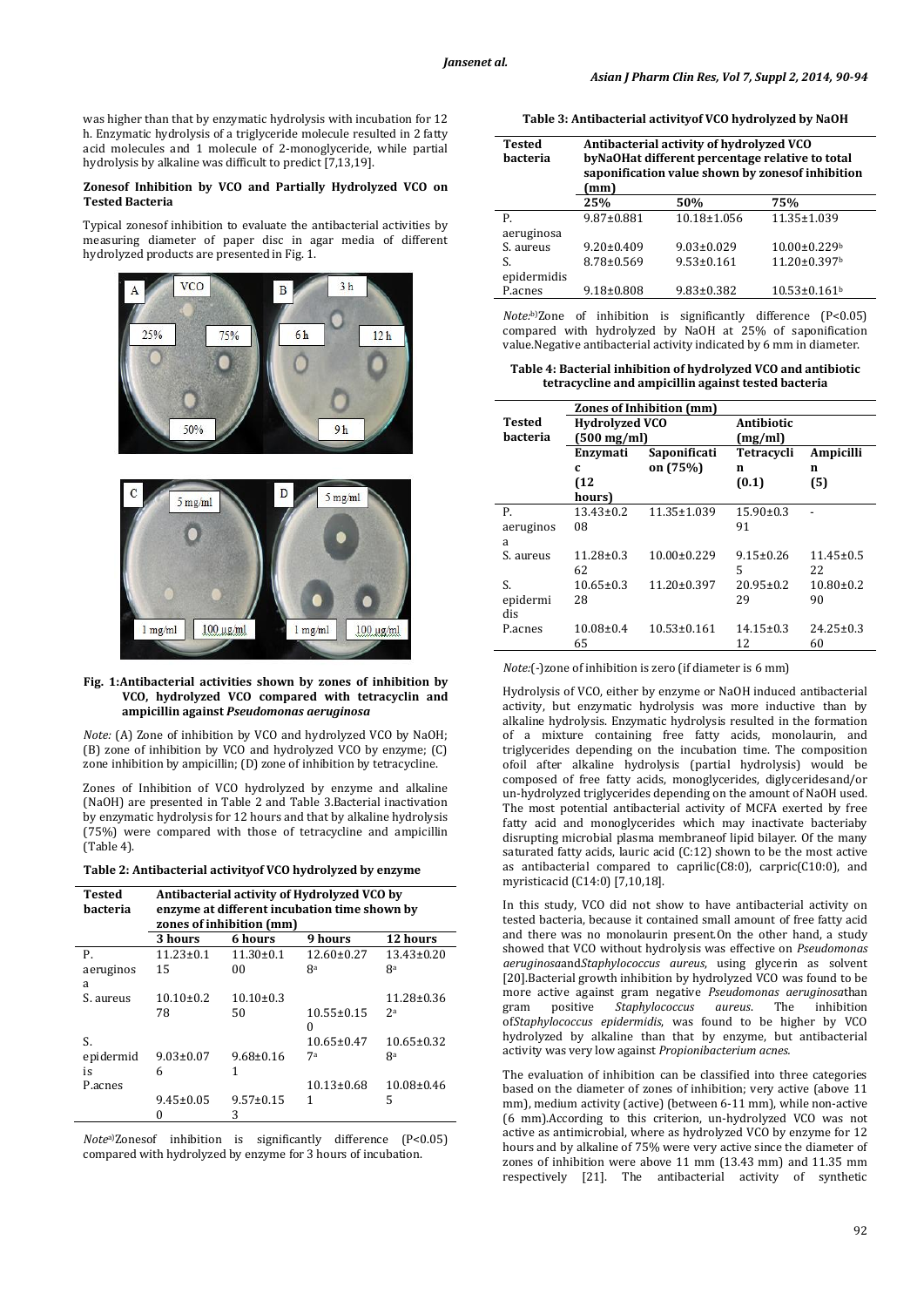was higher than that by enzymatic hydrolysis with incubation for 12 h. Enzymatic hydrolysis of a triglyceride molecule resulted in 2 fatty acid molecules and 1 molecule of 2-monoglyceride, while partial hydrolysis by alkaline was difficult to predict [7,13,19].

### Zonesof Inhibition by VCO and Partially Hydrolyzed VCO on Tested Bacteria

Typical zonesof inhibition to evaluate the antibacterial activities by measuring diameter of paper disc in agar media of different hydrolyzed products are presented in Fig. 1.

**Fig. 1:Antibacterial activities shown by zones of inhibition by VCO, hydrolyzed VCO compared with tetracyclin and ampicillin against *Pseudomonas aeruginosa***

*Note:* (A) Zone of inhibition by VCO and hydrolyzed VCO by NaOH; (B) zone of inhibition by VCO and hydrolyzed VCO by enzyme; (C) zone inhibition by ampicillin; (D) zone of inhibition by tetracycline.

Zones of Inhibition of VCO hydrolyzed by enzyme and alkaline (NaOH) are presented in Table 2 and Table 3.Bacterial inactivation by enzymatic hydrolysis for 12 hours and that by alkaline hydrolysis (75%) were compared with those of tetracycline and ampicillin (Table 4).

**Table 2: Antibacterial activityof VCO hydrolyzed by enzyme**

| Tested bacteria | Antibacterial activity of Hydrolyzed VCO by enzyme at different incubation time shown by zones of inhibition (mm) | | | |
|---|---|---|---|---|
| | 3 hours | 6 hours | 9 hours | 12 hours |
| P. aeruginosa | 11.23±0.115 | 11.30±0.100 | 12.60±0.278[a] | 13.43±0.208[a] |
| S. aureus | 10.10±0.278 | 10.10±0.350 | 10.55±0.150 | 11.28±0.362[a] |
| S. epidermidis | 9.03±0.076 | 9.68±0.161 | 10.65±0.477[a] | 10.65±0.328[a] |
| P.acnes | 9.45±0.050 | 9.57±0.153 | 10.13±0.681 | 10.08±0.465 |

*Note*[a)]Zonesof inhibition is significantly difference ($P<0.05$) compared with hydrolyzed by enzyme for 3 hours of incubation.

**Table 3: Antibacterial activityof VCO hydrolyzed by NaOH**

| Tested bacteria | Antibacterial activity of hydrolyzed VCO byNaOHat different percentage relative to total saponification value shown by zonesof inhibition (mm) | | |
|---|---|---|---|
| | 25% | 50% | 75% |
| P. aeruginosa | 9.87±0.881 | 10.18±1.056 | 11.35±1.039 |
| S. aureus | 9.20±0.409 | 9.03±0.029 | 10.00±0.229[b] |
| S. epidermidis | 8.78±0.569 | 9.53±0.161 | 11.20±0.397[b] |
| P.acnes | 9.18±0.808 | 9.83±0.382 | 10.53±0.161[b] |

*Note:*[b)]Zone of inhibition is significantly difference ($P<0.05$) compared with hydrolyzed by NaOH at 25% of saponification value.Negative antibacterial activity indicated by 6 mm in diameter.

**Table 4: Bacterial inhibition of hydrolyzed VCO and antibiotic tetracycline and ampicillin against tested bacteria**

| Tested bacteria | Zones of Inhibition (mm) | | | |
|---|---|---|---|---|
| | Hydrolyzed VCO (500 mg/ml) | | Antibiotic (mg/ml) | |
| | Enzymatic (12 hours) | Saponification (75%) | Tetracyclin (0.1) | Ampicillin (5) |
| P. aeruginosa | 13.43±0.208 | 11.35±1.039 | 15.90±0.391 | - |
| S. aureus | 11.28±0.362 | 10.00±0.229 | 9.15±0.265 | 11.45±0.522 |
| S. epidermidis | 10.65±0.328 | 11.20±0.397 | 20.95±0.229 | 10.80±0.290 |
| P.acnes | 10.08±0.465 | 10.53±0.161 | 14.15±0.312 | 24.25±0.360 |

*Note:*(-)zone of inhibition is zero (if diameter is 6 mm)

Hydrolysis of VCO, either by enzyme or NaOH induced antibacterial activity, but enzymatic hydrolysis was more inductive than by alkaline hydrolysis. Enzymatic hydrolysis resulted in the formation of a mixture containing free fatty acids, monolaurin, and triglycerides depending on the incubation time. The composition ofoil after alkaline hydrolysis (partial hydrolysis) would be composed of free fatty acids, monoglycerides, diglyceridesand/or un-hydrolyzed triglycerides depending on the amount of NaOH used. The most potential antibacterial activity of MCFA exerted by free fatty acid and monoglycerides which may inactivate bacteriaby disrupting microbial plasma membraneof lipid bilayer. Of the many saturated fatty acids, lauric acid (C:12) shown to be the most active as antibacterial compared to caprilic(C8:0), carpric(C10:0), and myristicacid (C14:0) [7,10,18].

In this study, VCO did not show to have antibacterial activity on tested bacteria, because it contained small amount of free fatty acid and there was no monolaurin present.On the other hand, a study showed that VCO without hydrolysis was effective on *Pseudomonas aeruginosa*and*Staphylococcus aureus*, using glycerin as solvent [20].Bacterial growth inhibition by hydrolyzed VCO was found to be more active against gram negative *Pseudomonas aeruginosa*than gram positive *Staphylococcus aureus*. The inhibition of*Staphylococcus epidermidis*, was found to be higher by VCO hydrolyzed by alkaline than that by enzyme, but antibacterial activity was very low against *Propionibacterium acnes*.

The evaluation of inhibition can be classified into three categories based on the diameter of zones of inhibition; very active (above 11 mm), medium activity (active) (between 6-11 mm), while non-active (6 mm).According to this criterion, un-hydrolyzed VCO was not active as antimicrobial, where as hydrolyzed VCO by enzyme for 12 hours and by alkaline of 75% were very active since the diameter of zones of inhibition were above 11 mm (13.43 mm) and 11.35 mm respectively [21]. The antibacterial activity of synthetic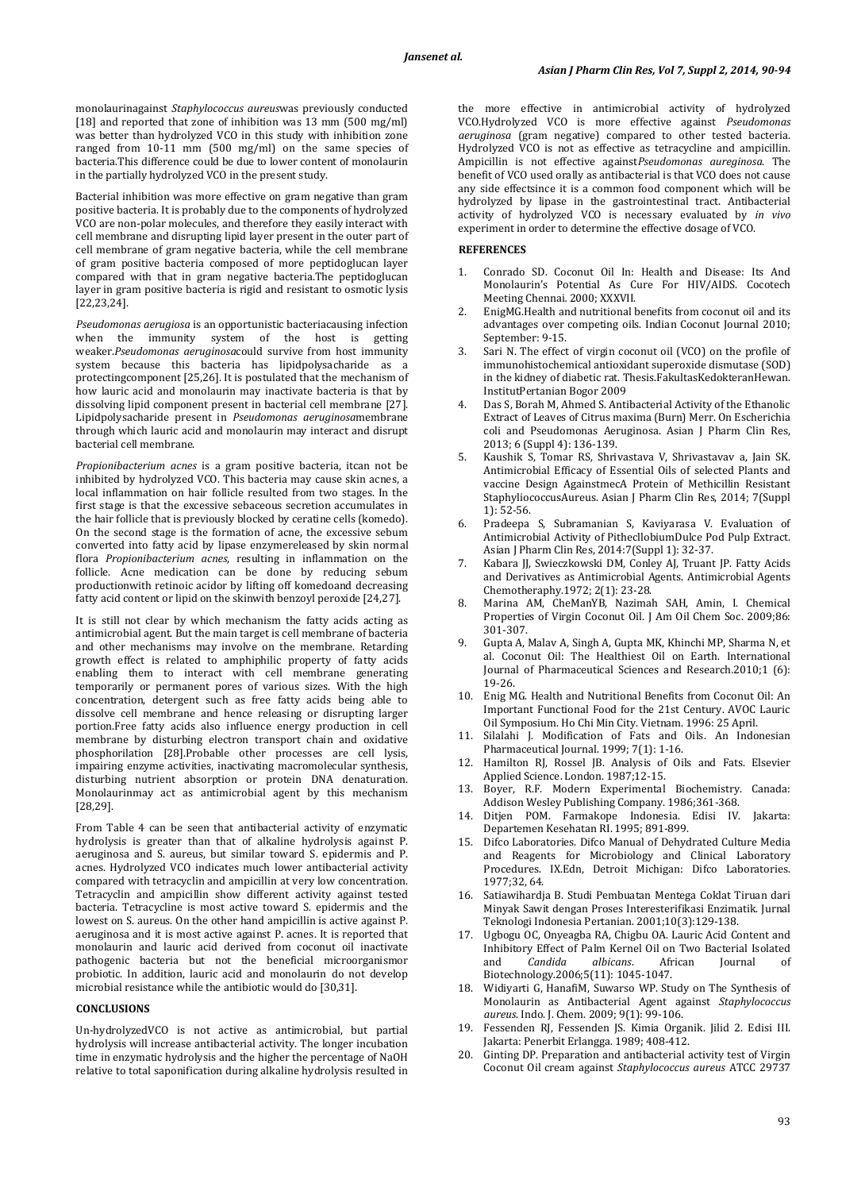monolaurinagainst *Staphylococcus aureus*was previously conducted [18] and reported that zone of inhibition was 13 mm (500 mg/ml) was better than hydrolyzed VCO in this study with inhibition zone ranged from 10-11 mm (500 mg/ml) on the same species of bacteria.This difference could be due to lower content of monolaurin in the partially hydrolyzed VCO in the present study.

Bacterial inhibition was more effective on gram negative than gram positive bacteria. It is probably due to the components of hydrolyzed VCO are non-polar molecules, and therefore they easily interact with cell membrane and disrupting lipid layer present in the outer part of cell membrane of gram negative bacteria, while the cell membrane of gram positive bacteria composed of more peptidoglucan layer compared with that in gram negative bacteria.The peptidoglucan layer in gram positive bacteria is rigid and resistant to osmotic lysis [22,23,24].

*Pseudomonas aerugiosa* is an opportunistic bacteriacausing infection when the immunity system of the host is getting weaker.*Pseudomonas aeruginosa*could survive from host immunity system because this bacteria has lipidpolysacharide as a protectingcomponent [25,26]. It is postulated that the mechanism of how lauric acid and monolaurin may inactivate bacteria is that by dissolving lipid component present in bacterial cell membrane [27]. Lipidpolysacharide present in *Pseudomonas aeruginosa*membrane through which lauric acid and monolaurin may interact and disrupt bacterial cell membrane.

*Propionibacterium acnes* is a gram positive bacteria, itcan not be inhibited by hydrolyzed VCO. This bacteria may cause skin acnes, a local inflammation on hair follicle resulted from two stages. In the first stage is that the excessive sebaceous secretion accumulates in the hair follicle that is previously blocked by ceratine cells (komedo). On the second stage is the formation of acne, the excessive sebum converted into fatty acid by lipase enzymereleased by skin normal flora *Propionibacterium acnes*, resulting in inflammation on the follicle. Acne medication can be done by reducing sebum productionwith retinoic acidor by lifting off komedoand decreasing fatty acid content or lipid on the skinwith benzoyl peroxide [24,27].

It is still not clear by which mechanism the fatty acids acting as antimicrobial agent. But the main target is cell membrane of bacteria and other mechanisms may involve on the membrane. Retarding growth effect is related to amphiphilic property of fatty acids enabling them to interact with cell membrane generating temporarily or permanent pores of various sizes. With the high concentration, detergent such as free fatty acids being able to dissolve cell membrane and hence releasing or disrupting larger portion.Free fatty acids also influence energy production in cell membrane by disturbing electron transport chain and oxidative phosphorilation [28].Probable other processes are cell lysis, impairing enzyme activities, inactivating macromolecular synthesis, disturbing nutrient absorption or protein DNA denaturation. Monolaurinmay act as antimicrobial agent by this mechanism [28,29].

From Table 4 can be seen that antibacterial activity of enzymatic hydrolysis is greater than that of alkaline hydrolysis against P. aeruginosa and S. aureus, but similar toward S. epidermis and P. acnes. Hydrolyzed VCO indicates much lower antibacterial activity compared with tetracyclin and ampicillin at very low concentration. Tetracyclin and ampicillin show different activity against tested bacteria. Tetracycline is most active toward S. epidermis and the lowest on S. aureus. On the other hand ampicillin is active against P. aeruginosa and it is most active against P. acnes. It is reported that monolaurin and lauric acid derived from coconut oil inactivate pathogenic bacteria but not the beneficial microorganismor probiotic. In addition, lauric acid and monolaurin do not develop microbial resistance while the antibiotic would do [30,31].

## CONCLUSIONS

Un-hydrolyzedVCO is not active as antimicrobial, but partial hydrolysis will increase antibacterial activity. The longer incubation time in enzymatic hydrolysis and the higher the percentage of NaOH relative to total saponification during alkaline hydrolysis resulted in the more effective in antimicrobial activity of hydrolyzed VCO.Hydrolyzed VCO is more effective against *Pseudomonas aeruginosa* (gram negative) compared to other tested bacteria. Hydrolyzed VCO is not as effective as tetracycline and ampicillin. Ampicillin is not effective against*Pseudomonas aureginosa*. The benefit of VCO used orally as antibacterial is that VCO does not cause any side effectsince it is a common food component which will be hydrolyzed by lipase in the gastrointestinal tract. Antibacterial activity of hydrolyzed VCO is necessary evaluated by *in vivo* experiment in order to determine the effective dosage of VCO.

## REFERENCES

1. Conrado SD. Coconut Oil In: Health and Disease: Its And Monolaurin's Potential As Cure For HIV/AIDS. Cocotech Meeting Chennai. 2000; XXXVII.
2. EnigMG.Health and nutritional benefits from coconut oil and its advantages over competing oils. Indian Coconut Journal 2010; September: 9-15.
3. Sari N. The effect of virgin coconut oil (VCO) on the profile of immunohistochemical antioxidant superoxide dismutase (SOD) in the kidney of diabetic rat. Thesis.FakultasKedokteranHewan. InstitutPertanian Bogor 2009
4. Das S, Borah M, Ahmed S. Antibacterial Activity of the Ethanolic Extract of Leaves of Citrus maxima (Burn) Merr. On Escherichia coli and Pseudomonas Aeruginosa. Asian J Pharm Clin Res, 2013; 6 (Suppl 4): 136-139.
5. Kaushik S, Tomar RS, Shrivastava V, Shrivastavav a, Jain SK. Antimicrobial Efficacy of Essential Oils of selected Plants and vaccine Design AgainstmecA Protein of Methicillin Resistant StaphyliococcusAureus. Asian J Pharm Clin Res, 2014; 7(Suppl 1): 52-56.
6. Pradeepa S, Subramanian S, Kaviyarasa V. Evaluation of Antimicrobial Activity of PithecllobiumDulce Pod Pulp Extract. Asian J Pharm Clin Res, 2014:7(Suppl 1): 32-37.
7. Kabara JJ, Swieczkowski DM, Conley AJ, Truant JP. Fatty Acids and Derivatives as Antimicrobial Agents. Antimicrobial Agents Chemotheraphy.1972; 2(1): 23-28.
8. Marina AM, CheManYB, Nazimah SAH, Amin, I. Chemical Properties of Virgin Coconut Oil. J Am Oil Chem Soc. 2009;86: 301-307.
9. Gupta A, Malav A, Singh A, Gupta MK, Khinchi MP, Sharma N, et al. Coconut Oil: The Healthiest Oil on Earth. International Journal of Pharmaceutical Sciences and Research.2010;1 (6): 19-26.
10. Enig MG. Health and Nutritional Benefits from Coconut Oil: An Important Functional Food for the 21st Century. AVOC Lauric Oil Symposium. Ho Chi Min City. Vietnam. 1996: 25 April.
11. Silalahi J. Modification of Fats and Oils. An Indonesian Pharmaceutical Journal. 1999; 7(1): 1-16.
12. Hamilton RJ, Rossel JB. Analysis of Oils and Fats. Elsevier Applied Science. London. 1987;12-15.
13. Boyer, R.F. Modern Experimental Biochemistry. Canada: Addison Wesley Publishing Company. 1986;361-368.
14. Ditjen POM. Farmakope Indonesia. Edisi IV. Jakarta: Departemen Kesehatan RI. 1995; 891-899.
15. Difco Laboratories. Difco Manual of Dehydrated Culture Media and Reagents for Microbiology and Clinical Laboratory Procedures. IX.Edn, Detroit Michigan: Difco Laboratories. 1977;32, 64.
16. Satiawihardja B. Studi Pembuatan Mentega Coklat Tiruan dari Minyak Sawit dengan Proses Interesterifikasi Enzimatik. Jurnal Teknologi Indonesia Pertanian. 2001;10(3):129-138.
17. Ugbogu OC, Onyeagba RA, Chigbu OA. Lauric Acid Content and Inhibitory Effect of Palm Kernel Oil on Two Bacterial Isolated and *Candida albicans*. African Journal of Biotechnology.2006;5(11): 1045-1047.
18. Widiyarti G, HanafiM, Suwarso WP. Study on The Synthesis of Monolaurin as Antibacterial Agent against *Staphylococcus aureus*. Indo. J. Chem. 2009; 9(1): 99-106.
19. Fessenden RJ, Fessenden JS. Kimia Organik. Jilid 2. Edisi III. Jakarta: Penerbit Erlangga. 1989; 408-412.
20. Ginting DP. Preparation and antibacterial activity test of Virgin Coconut Oil cream against *Staphylococcus aureus* ATCC 29737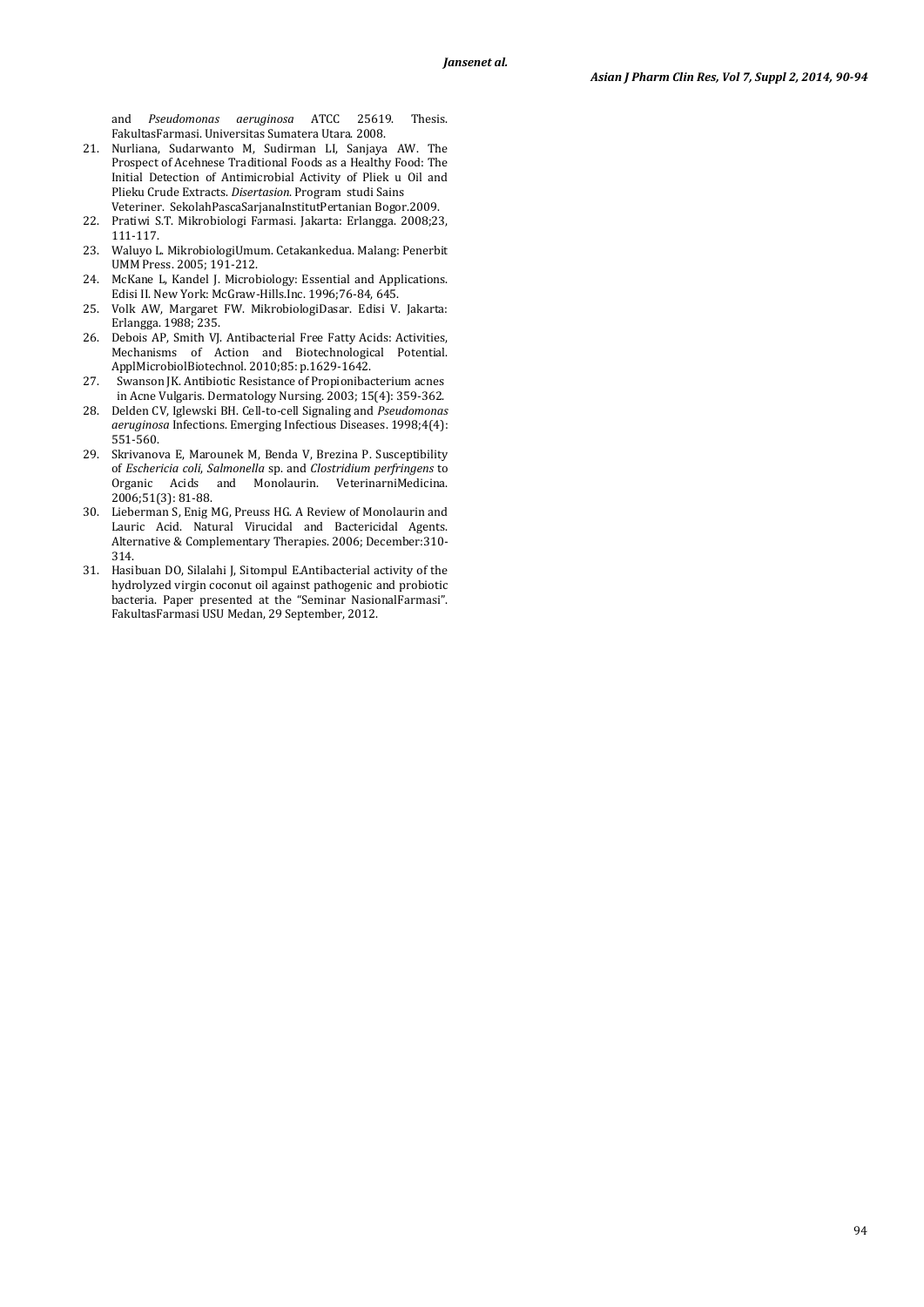and *Pseudomonas aeruginosa* ATCC 25619. Thesis. FakultasFarmasi. Universitas Sumatera Utara. 2008.

21. Nurliana, Sudarwanto M, Sudirman LI, Sanjaya AW. The Prospect of Acehnese Traditional Foods as a Healthy Food: The Initial Detection of Antimicrobial Activity of Pliek u Oil and Plieku Crude Extracts. *Disertasion*. Program studi Sains Veteriner. SekolahPascaSarjanaInstitutPertanian Bogor.2009.
22. Pratiwi S.T. Mikrobiologi Farmasi. Jakarta: Erlangga. 2008;23, 111-117.
23. Waluyo L. MikrobiologiUmum. Cetakankedua. Malang: Penerbit UMM Press. 2005; 191-212.
24. McKane L, Kandel J. Microbiology: Essential and Applications. Edisi II. New York: McGraw-Hills.Inc. 1996;76-84, 645.
25. Volk AW, Margaret FW. MikrobiologiDasar. Edisi V. Jakarta: Erlangga. 1988; 235.
26. Debois AP, Smith VJ. Antibacterial Free Fatty Acids: Activities, Mechanisms of Action and Biotechnological Potential. ApplMicrobiolBiotechnol. 2010;85: p.1629-1642.
27. Swanson JK. Antibiotic Resistance of Propionibacterium acnes in Acne Vulgaris. Dermatology Nursing. 2003; 15(4): 359-362.
28. Delden CV, Iglewski BH. Cell-to-cell Signaling and *Pseudomonas aeruginosa* Infections. Emerging Infectious Diseases. 1998;4(4): 551-560.
29. Skrivanova E, Marounek M, Benda V, Brezina P. Susceptibility of *Eschericia coli*, *Salmonella* sp. and *Clostridium perfringens* to Organic Acids and Monolaurin. VeterinarniMedicina. 2006;51(3): 81-88.
30. Lieberman S, Enig MG, Preuss HG. A Review of Monolaurin and Lauric Acid. Natural Virucidal and Bactericidal Agents. Alternative & Complementary Therapies. 2006; December:310-314.
31. Hasibuan DO, Silalahi J, Sitompul E.Antibacterial activity of the hydrolyzed virgin coconut oil against pathogenic and probiotic bacteria. Paper presented at the "Seminar NasionalFarmasi". FakultasFarmasi USU Medan, 29 September, 2012.